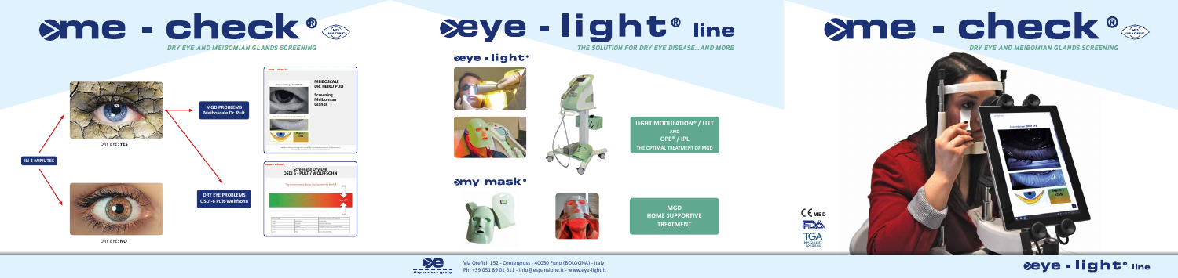# me - check®

*DRY EYE AND MEIBOMIAN GLANDS SCREENING*

IN 3 MINUTES

DRY EYE: **YES**

**MGD PROBLEMS**
**Meiboscale Dr. Pult**

DRY EYE: **NO**

**DRY EYE PROBLEMS**
**OSDI-6 Pult-Wolffsohn**

MEIBOSCALE
DR. HEIKO PULT

Screening Meibomian Glands

Screening Dry Eye
OSDI-6 - PULT / WOLFFSOHN

# eye - light® line

*THE SOLUTION FOR DRY EYE DISEASE...AND MORE*

## eye - light®

**LIGHT MODULATION® / LLLT**
**AND**
**OPE® / IPL**
**THE OPTIMAL TREATMENT OF MGD**

## my mask®

**MGD**
**HOME SUPPORTIVE**
**TREATMENT**

Via Orefici, 152 - Centergross - 40050 Funo (BOLOGNA) - Italy
Ph: +39 051 89 01 611 - info@espansione.it - www.eye-light.it

# me - check®

*DRY EYE AND MEIBOMIAN GLANDS SCREENING*

CE MED
FDA
TGA

eye - light® line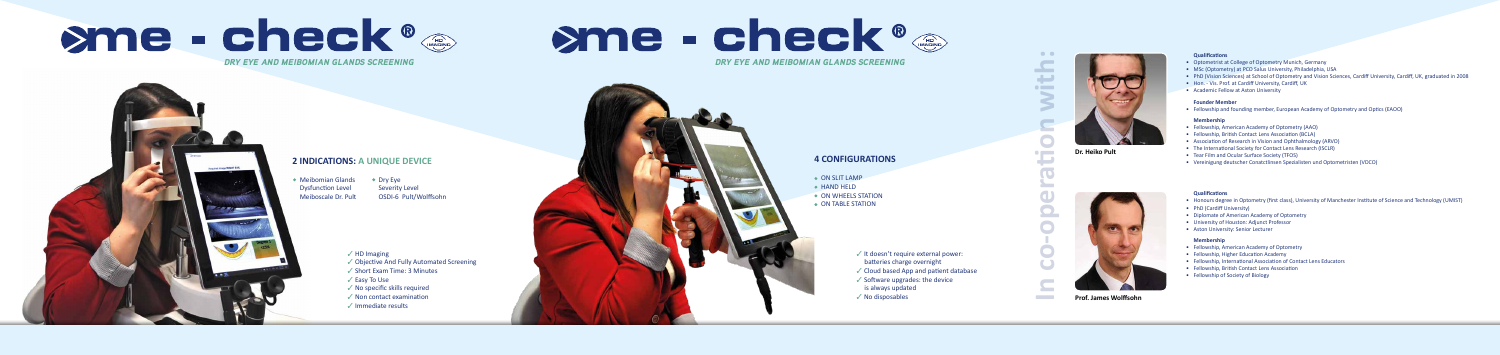# me - check®

*DRY EYE AND MEIBOMIAN GLANDS SCREENING*

## 2 INDICATIONS: A UNIQUE DEVICE

- Meibomian Glands Dysfunction Level Meiboscale Dr. Pult
- Dry Eye Severity Level OSDI-6 Pult/Wolffsohn

✓ HD Imaging
✓ Objective And Fully Automated Screening
✓ Short Exam Time: 3 Minutes
✓ Easy To Use
✓ No specific skills required
✓ Non contact examination
✓ Immediate results

# me - check®

*DRY EYE AND MEIBOMIAN GLANDS SCREENING*

## 4 CONFIGURATIONS

- ON SLIT LAMP
- HAND HELD
- ON WHEELS STATION
- ON TABLE STATION

✓ It doesn't require external power: batteries charge overnight
✓ Cloud based App and patient database
✓ Software upgrades: the device is always updated
✓ No disposables

# In co-operation with:

**Dr. Heiko Pult**

**Qualifications**

- Optometrist at College of Optometry Munich, Germany
- MSc (Optometry) at PCO Salus University, Philadelphia, USA
- PhD (Vision Sciences) at School of Optometry and Vision Sciences, Cardiff University, Cardiff, UK, graduated in 2008
- Hon. - Vis.-Prof. at Cardiff University, Cardiff, UK
- Academic Fellow at Aston University

**Founder Member**

- Fellowship and founding member, European Academy of Optometry and Optics (EAOO)

**Membership**

- Fellowship, American Academy of Optometry (AAO)
- Fellowship, British Contact Lens Association (BCLA)
- Association of Research in Vision and Ophthalmology (ARVO)
- The International Society for Contact Lens Research (ISCLR)
- Tear Film and Ocular Surface Society (TFOS)
- Vereinigung deutscher Contactlinsen Spezialisten und Optometristen (VDCO)

**Prof. James Wolffsohn**

**Qualifications**

- Honours degree in Optometry (first class), University of Manchester Institute of Science and Technology (UMIST)
- PhD (Cardiff University)
- Diplomate of American Academy of Optometry
- University of Houston: Adjunct Professor
- Aston University: Senior Lecturer

**Membership**

- Fellowship, American Academy of Optometry
- Fellowship, Higher Education Academy
- Fellowship, International Association of Contact Lens Educators
- Fellowship, British Contact Lens Association
- Fellowship of Society of Biology